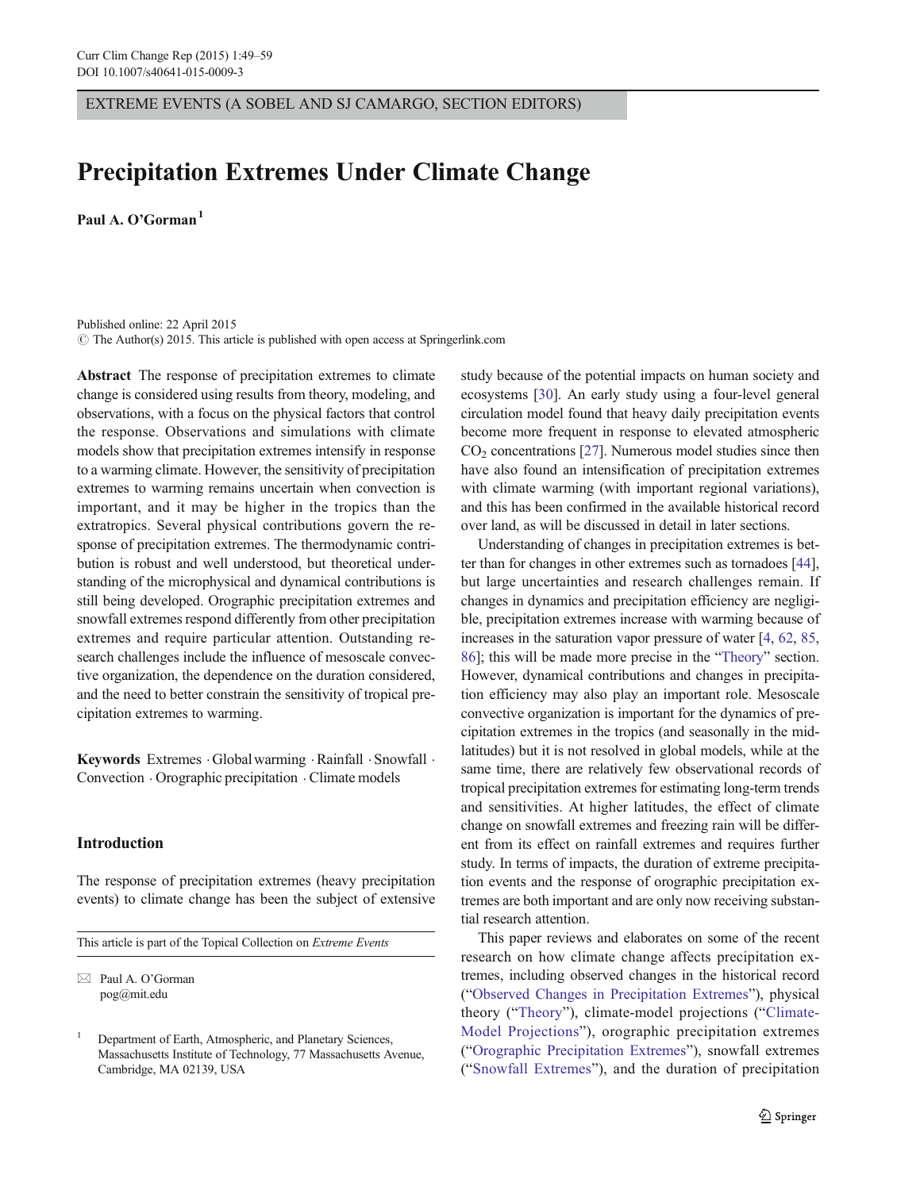EXTREME EVENTS (A SOBEL AND SJ CAMARGO, SECTION EDITORS)

# Precipitation Extremes Under Climate Change

**Paul A. O'Gorman** [1]

Published online: 22 April 2015
© The Author(s) 2015. This article is published with open access at Springerlink.com

**Abstract** The response of precipitation extremes to climate change is considered using results from theory, modeling, and observations, with a focus on the physical factors that control the response. Observations and simulations with climate models show that precipitation extremes intensify in response to a warming climate. However, the sensitivity of precipitation extremes to warming remains uncertain when convection is important, and it may be higher in the tropics than the extratropics. Several physical contributions govern the response of precipitation extremes. The thermodynamic contribution is robust and well understood, but theoretical understanding of the microphysical and dynamical contributions is still being developed. Orographic precipitation extremes and snowfall extremes respond differently from other precipitation extremes and require particular attention. Outstanding research challenges include the influence of mesoscale convective organization, the dependence on the duration considered, and the need to better constrain the sensitivity of tropical precipitation extremes to warming.

**Keywords** Extremes · Global warming · Rainfall · Snowfall · Convection · Orographic precipitation · Climate models

## Introduction

The response of precipitation extremes (heavy precipitation events) to climate change has been the subject of extensive study because of the potential impacts on human society and ecosystems [30]. An early study using a four-level general circulation model found that heavy daily precipitation events become more frequent in response to elevated atmospheric $CO_2$ concentrations [27]. Numerous model studies since then have also found an intensification of precipitation extremes with climate warming (with important regional variations), and this has been confirmed in the available historical record over land, as will be discussed in detail in later sections.

Understanding of changes in precipitation extremes is better than for changes in other extremes such as tornadoes [44], but large uncertainties and research challenges remain. If changes in dynamics and precipitation efficiency are negligible, precipitation extremes increase with warming because of increases in the saturation vapor pressure of water [4, 62, 85, 86]; this will be made more precise in the "Theory" section. However, dynamical contributions and changes in precipitation efficiency may also play an important role. Mesoscale convective organization is important for the dynamics of precipitation extremes in the tropics (and seasonally in the midlatitudes) but it is not resolved in global models, while at the same time, there are relatively few observational records of tropical precipitation extremes for estimating long-term trends and sensitivities. At higher latitudes, the effect of climate change on snowfall extremes and freezing rain will be different from its effect on rainfall extremes and requires further study. In terms of impacts, the duration of extreme precipitation events and the response of orographic precipitation extremes are both important and are only now receiving substantial research attention.

This paper reviews and elaborates on some of the recent research on how climate change affects precipitation extremes, including observed changes in the historical record ("Observed Changes in Precipitation Extremes"), physical theory ("Theory"), climate-model projections ("Climate-Model Projections"), orographic precipitation extremes ("Orographic Precipitation Extremes"), snowfall extremes ("Snowfall Extremes"), and the duration of precipitation

---

This article is part of the Topical Collection on *Extreme Events*

✉ Paul A. O'Gorman
pog@mit.edu

[1] Department of Earth, Atmospheric, and Planetary Sciences, Massachusetts Institute of Technology, 77 Massachusetts Avenue, Cambridge, MA 02139, USA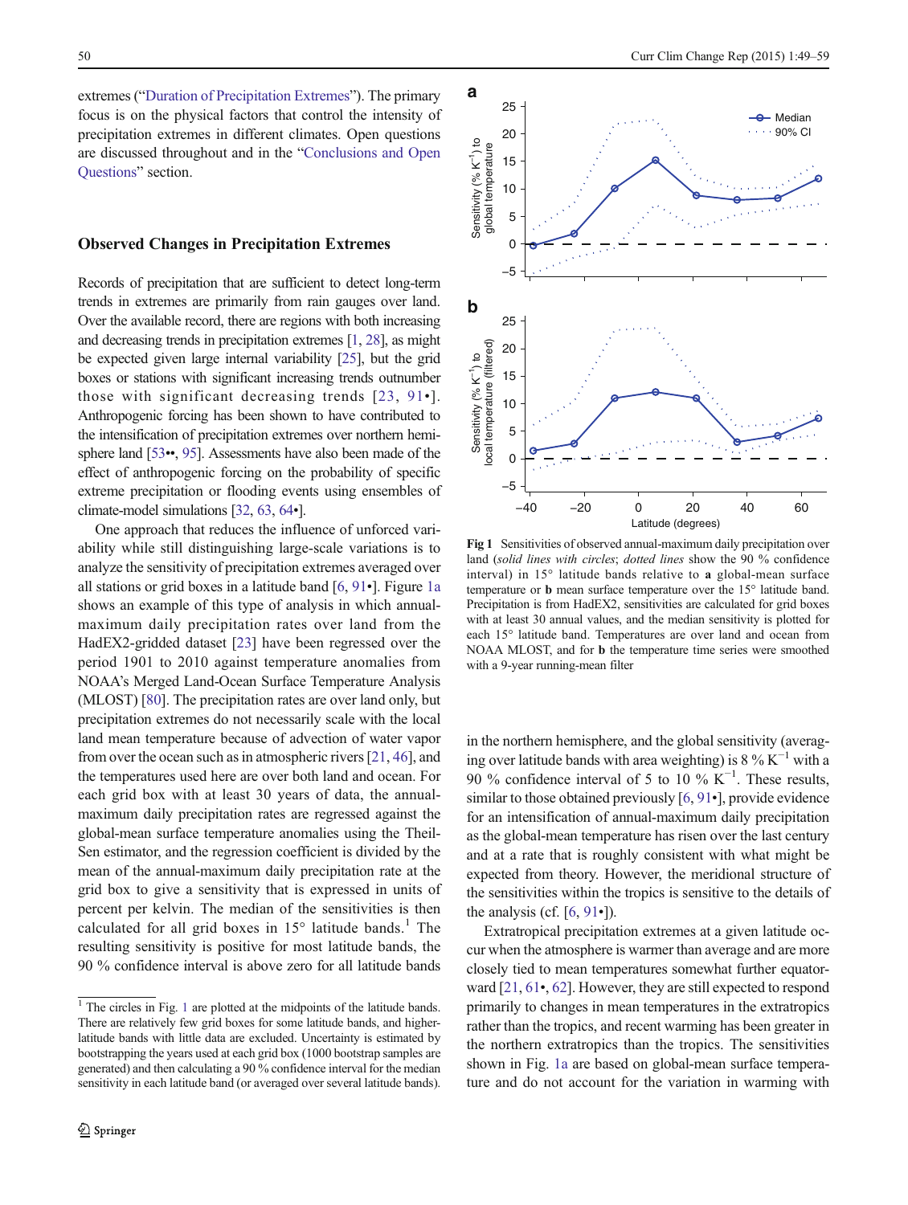extremes ("Duration of Precipitation Extremes"). The primary focus is on the physical factors that control the intensity of precipitation extremes in different climates. Open questions are discussed throughout and in the "Conclusions and Open Questions" section.

## Observed Changes in Precipitation Extremes

Records of precipitation that are sufficient to detect long-term trends in extremes are primarily from rain gauges over land. Over the available record, there are regions with both increasing and decreasing trends in precipitation extremes [1, 28], as might be expected given large internal variability [25], but the grid boxes or stations with significant increasing trends outnumber those with significant decreasing trends [23, 91•]. Anthropogenic forcing has been shown to have contributed to the intensification of precipitation extremes over northern hemisphere land [53••, 95]. Assessments have also been made of the effect of anthropogenic forcing on the probability of specific extreme precipitation or flooding events using ensembles of climate-model simulations [32, 63, 64•].

One approach that reduces the influence of unforced variability while still distinguishing large-scale variations is to analyze the sensitivity of precipitation extremes averaged over all stations or grid boxes in a latitude band [6, 91•]. Figure 1a shows an example of this type of analysis in which annual-maximum daily precipitation rates over land from the HadEX2-gridded dataset [23] have been regressed over the period 1901 to 2010 against temperature anomalies from NOAA's Merged Land-Ocean Surface Temperature Analysis (MLOST) [80]. The precipitation rates are over land only, but precipitation extremes do not necessarily scale with the local land mean temperature because of advection of water vapor from over the ocean such as in atmospheric rivers [21, 46], and the temperatures used here are over both land and ocean. For each grid box with at least 30 years of data, the annual-maximum daily precipitation rates are regressed against the global-mean surface temperature anomalies using the Theil-Sen estimator, and the regression coefficient is divided by the mean of the annual-maximum daily precipitation rate at the grid box to give a sensitivity that is expressed in units of percent per kelvin. The median of the sensitivities is then calculated for all grid boxes in 15° latitude bands.[1] The resulting sensitivity is positive for most latitude bands, the 90 % confidence interval is above zero for all latitude bands in the northern hemisphere, and the global sensitivity (averaging over latitude bands with area weighting) is 8 % $K^{-1}$ with a 90 % confidence interval of 5 to 10 % $K^{-1}$. These results, similar to those obtained previously [6, 91•], provide evidence for an intensification of annual-maximum daily precipitation as the global-mean temperature has risen over the last century and at a rate that is roughly consistent with what might be expected from theory. However, the meridional structure of the sensitivities within the tropics is sensitive to the details of the analysis (cf. [6, 91•]).

**Fig 1** Sensitivities of observed annual-maximum daily precipitation over land (*solid lines with circles*; *dotted lines* show the 90 % confidence interval) in 15° latitude bands relative to **a** global-mean surface temperature or **b** mean surface temperature over the 15° latitude band. Precipitation is from HadEX2, sensitivities are calculated for grid boxes with at least 30 annual values, and the median sensitivity is plotted for each 15° latitude band. Temperatures are over land and ocean from NOAA MLOST, and for **b** the temperature time series were smoothed with a 9-year running-mean filter

Extratropical precipitation extremes at a given latitude occur when the atmosphere is warmer than average and are more closely tied to mean temperatures somewhat further equatorward [21, 61•, 62]. However, they are still expected to respond primarily to changes in mean temperatures in the extratropics rather than the tropics, and recent warming has been greater in the northern extratropics than the tropics. The sensitivities shown in Fig. 1a are based on global-mean surface temperature and do not account for the variation in warming with

[1] The circles in Fig. 1 are plotted at the midpoints of the latitude bands. There are relatively few grid boxes for some latitude bands, and higher-latitude bands with little data are excluded. Uncertainty is estimated by bootstrapping the years used at each grid box (1000 bootstrap samples are generated) and then calculating a 90 % confidence interval for the median sensitivity in each latitude band (or averaged over several latitude bands).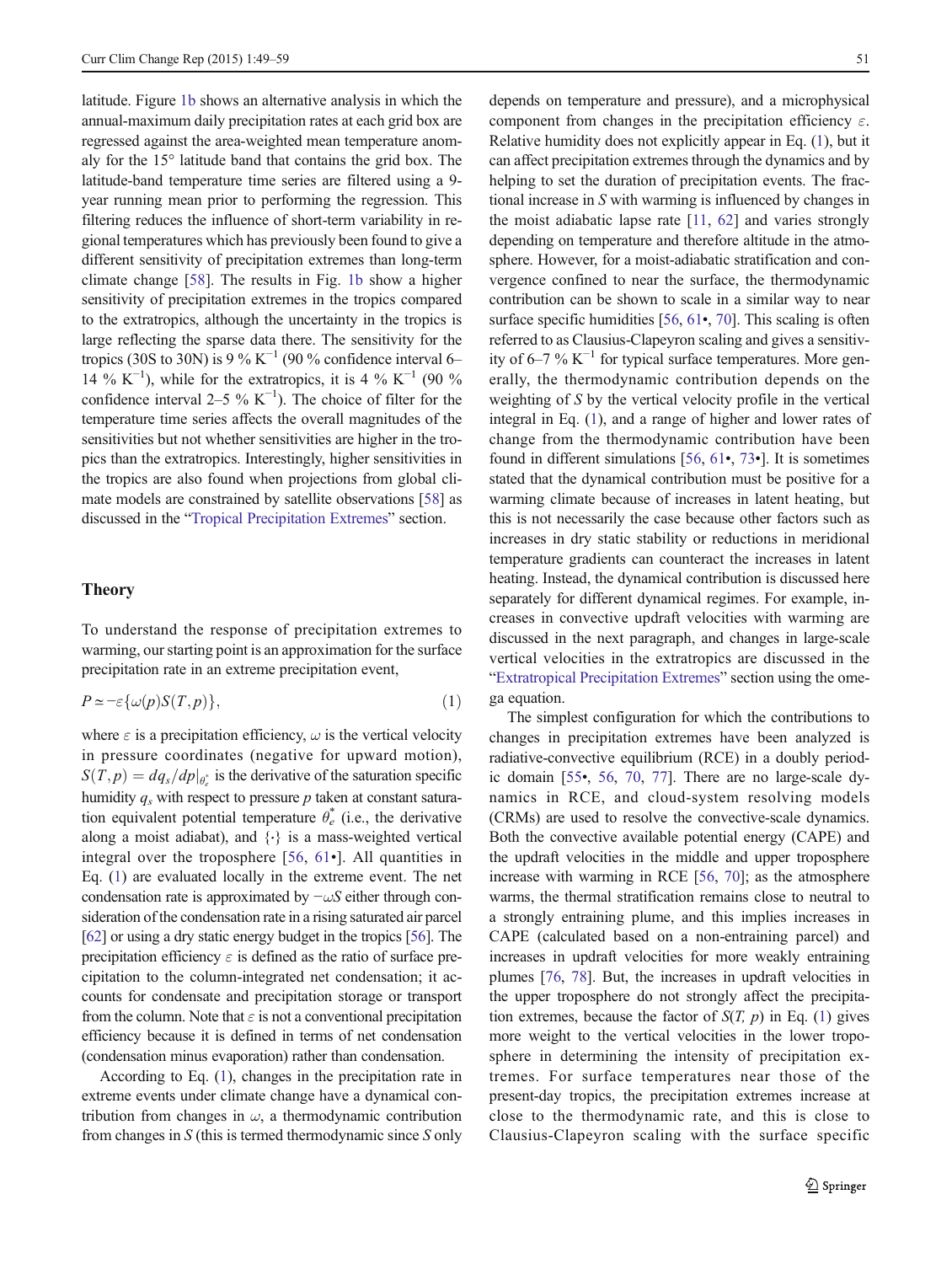latitude. Figure 1b shows an alternative analysis in which the annual-maximum daily precipitation rates at each grid box are regressed against the area-weighted mean temperature anomaly for the 15° latitude band that contains the grid box. The latitude-band temperature time series are filtered using a 9-year running mean prior to performing the regression. This filtering reduces the influence of short-term variability in regional temperatures which has previously been found to give a different sensitivity of precipitation extremes than long-term climate change [58]. The results in Fig. 1b show a higher sensitivity of precipitation extremes in the tropics compared to the extratropics, although the uncertainty in the tropics is large reflecting the sparse data there. The sensitivity for the tropics (30S to 30N) is 9 % $K^{-1}$ (90 % confidence interval 6–14 % $K^{-1}$), while for the extratropics, it is 4 % $K^{-1}$ (90 % confidence interval 2–5 % $K^{-1}$). The choice of filter for the temperature time series affects the overall magnitudes of the sensitivities but not whether sensitivities are higher in the tropics than the extratropics. Interestingly, higher sensitivities in the tropics are also found when projections from global climate models are constrained by satellite observations [58] as discussed in the "Tropical Precipitation Extremes" section.

## Theory

To understand the response of precipitation extremes to warming, our starting point is an approximation for the surface precipitation rate in an extreme precipitation event,

$$P \simeq -\varepsilon\{\omega(p)S(T,p)\}, \tag{1}$$

where $\varepsilon$ is a precipitation efficiency, $\omega$ is the vertical velocity in pressure coordinates (negative for upward motion), $S(T,p) = dq_s/dp|_{\theta_e^*}$ is the derivative of the saturation specific humidity $q_s$ with respect to pressure $p$ taken at constant saturation equivalent potential temperature $\theta_e^*$ (i.e., the derivative along a moist adiabat), and $\{\cdot\}$ is a mass-weighted vertical integral over the troposphere [56, 61•]. All quantities in Eq. (1) are evaluated locally in the extreme event. The net condensation rate is approximated by $-\omega S$ either through consideration of the condensation rate in a rising saturated air parcel [62] or using a dry static energy budget in the tropics [56]. The precipitation efficiency $\varepsilon$ is defined as the ratio of surface precipitation to the column-integrated net condensation; it accounts for condensate and precipitation storage or transport from the column. Note that $\varepsilon$ is not a conventional precipitation efficiency because it is defined in terms of net condensation (condensation minus evaporation) rather than condensation.

According to Eq. (1), changes in the precipitation rate in extreme events under climate change have a dynamical contribution from changes in $\omega$, a thermodynamic contribution from changes in $S$ (this is termed thermodynamic since $S$ only depends on temperature and pressure), and a microphysical component from changes in the precipitation efficiency $\varepsilon$. Relative humidity does not explicitly appear in Eq. (1), but it can affect precipitation extremes through the dynamics and by helping to set the duration of precipitation events. The fractional increase in $S$ with warming is influenced by changes in the moist adiabatic lapse rate [11, 62] and varies strongly depending on temperature and therefore altitude in the atmosphere. However, for a moist-adiabatic stratification and convergence confined to near the surface, the thermodynamic contribution can be shown to scale in a similar way to near surface specific humidities [56, 61•, 70]. This scaling is often referred to as Clausius-Clapeyron scaling and gives a sensitivity of 6–7 % $K^{-1}$ for typical surface temperatures. More generally, the thermodynamic contribution depends on the weighting of $S$ by the vertical velocity profile in the vertical integral in Eq. (1), and a range of higher and lower rates of change from the thermodynamic contribution have been found in different simulations [56, 61•, 73•]. It is sometimes stated that the dynamical contribution must be positive for a warming climate because of increases in latent heating, but this is not necessarily the case because other factors such as increases in dry static stability or reductions in meridional temperature gradients can counteract the increases in latent heating. Instead, the dynamical contribution is discussed here separately for different dynamical regimes. For example, increases in convective updraft velocities with warming are discussed in the next paragraph, and changes in large-scale vertical velocities in the extratropics are discussed in the "Extratropical Precipitation Extremes" section using the omega equation.

The simplest configuration for which the contributions to changes in precipitation extremes have been analyzed is radiative-convective equilibrium (RCE) in a doubly periodic domain [55•, 56, 70, 77]. There are no large-scale dynamics in RCE, and cloud-system resolving models (CRMs) are used to resolve the convective-scale dynamics. Both the convective available potential energy (CAPE) and the updraft velocities in the middle and upper troposphere increase with warming in RCE [56, 70]; as the atmosphere warms, the thermal stratification remains close to neutral to a strongly entraining plume, and this implies increases in CAPE (calculated based on a non-entraining parcel) and increases in updraft velocities for more weakly entraining plumes [76, 78]. But, the increases in updraft velocities in the upper troposphere do not strongly affect the precipitation extremes, because the factor of $S(T, p)$ in Eq. (1) gives more weight to the vertical velocities in the lower troposphere in determining the intensity of precipitation extremes. For surface temperatures near those of the present-day tropics, the precipitation extremes increase at close to the thermodynamic rate, and this is close to Clausius-Clapeyron scaling with the surface specific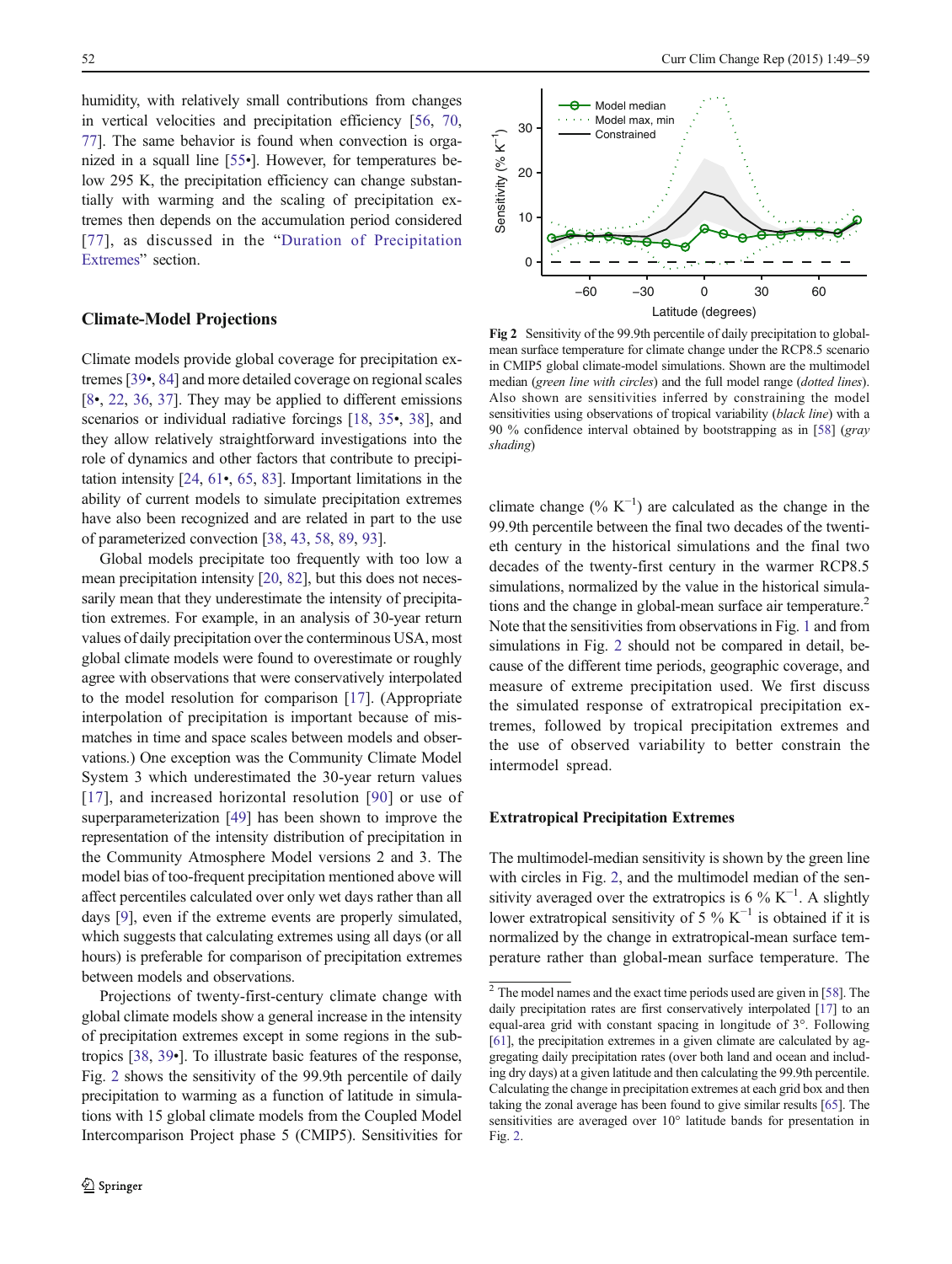humidity, with relatively small contributions from changes in vertical velocities and precipitation efficiency [56, 70, 77]. The same behavior is found when convection is organized in a squall line [55•]. However, for temperatures below 295 K, the precipitation efficiency can change substantially with warming and the scaling of precipitation extremes then depends on the accumulation period considered [77], as discussed in the "Duration of Precipitation Extremes" section.

## Climate-Model Projections

Climate models provide global coverage for precipitation extremes [39•, 84] and more detailed coverage on regional scales [8•, 22, 36, 37]. They may be applied to different emissions scenarios or individual radiative forcings [18, 35•, 38], and they allow relatively straightforward investigations into the role of dynamics and other factors that contribute to precipitation intensity [24, 61•, 65, 83]. Important limitations in the ability of current models to simulate precipitation extremes have also been recognized and are related in part to the use of parameterized convection [38, 43, 58, 89, 93].

Global models precipitate too frequently with too low a mean precipitation intensity [20, 82], but this does not necessarily mean that they underestimate the intensity of precipitation extremes. For example, in an analysis of 30-year return values of daily precipitation over the conterminous USA, most global climate models were found to overestimate or roughly agree with observations that were conservatively interpolated to the model resolution for comparison [17]. (Appropriate interpolation of precipitation is important because of mismatches in time and space scales between models and observations.) One exception was the Community Climate Model System 3 which underestimated the 30-year return values [17], and increased horizontal resolution [90] or use of superparameterization [49] has been shown to improve the representation of the intensity distribution of precipitation in the Community Atmosphere Model versions 2 and 3. The model bias of too-frequent precipitation mentioned above will affect percentiles calculated over only wet days rather than all days [9], even if the extreme events are properly simulated, which suggests that calculating extremes using all days (or all hours) is preferable for comparison of precipitation extremes between models and observations.

Projections of twenty-first-century climate change with global climate models show a general increase in the intensity of precipitation extremes except in some regions in the subtropics [38, 39•]. To illustrate basic features of the response, Fig. 2 shows the sensitivity of the 99.9th percentile of daily precipitation to warming as a function of latitude in simulations with 15 global climate models from the Coupled Model Intercomparison Project phase 5 (CMIP5). Sensitivities for climate change (% $K^{-1}$) are calculated as the change in the 99.9th percentile between the final two decades of the twentieth century in the historical simulations and the final two decades of the twenty-first century in the warmer RCP8.5 simulations, normalized by the value in the historical simulations and the change in global-mean surface air temperature.[2] Note that the sensitivities from observations in Fig. 1 and from simulations in Fig. 2 should not be compared in detail, because of the different time periods, geographic coverage, and measure of extreme precipitation used. We first discuss the simulated response of extratropical precipitation extremes, followed by tropical precipitation extremes and the use of observed variability to better constrain the intermodel spread.

**Fig 2** Sensitivity of the 99.9th percentile of daily precipitation to global-mean surface temperature for climate change under the RCP8.5 scenario in CMIP5 global climate-model simulations. Shown are the multimodel median (*green line with circles*) and the full model range (*dotted lines*). Also shown are sensitivities inferred by constraining the model sensitivities using observations of tropical variability (*black line*) with a 90 % confidence interval obtained by bootstrapping as in [58] (*gray shading*)

### Extratropical Precipitation Extremes

The multimodel-median sensitivity is shown by the green line with circles in Fig. 2, and the multimodel median of the sensitivity averaged over the extratropics is 6 % $K^{-1}$. A slightly lower extratropical sensitivity of 5 % $K^{-1}$ is obtained if it is normalized by the change in extratropical-mean surface temperature rather than global-mean surface temperature. The

[2] The model names and the exact time periods used are given in [58]. The daily precipitation rates are first conservatively interpolated [17] to an equal-area grid with constant spacing in longitude of 3°. Following [61], the precipitation extremes in a given climate are calculated by aggregating daily precipitation rates (over both land and ocean and including dry days) at a given latitude and then calculating the 99.9th percentile. Calculating the change in precipitation extremes at each grid box and then taking the zonal average has been found to give similar results [65]. The sensitivities are averaged over 10° latitude bands for presentation in Fig. 2.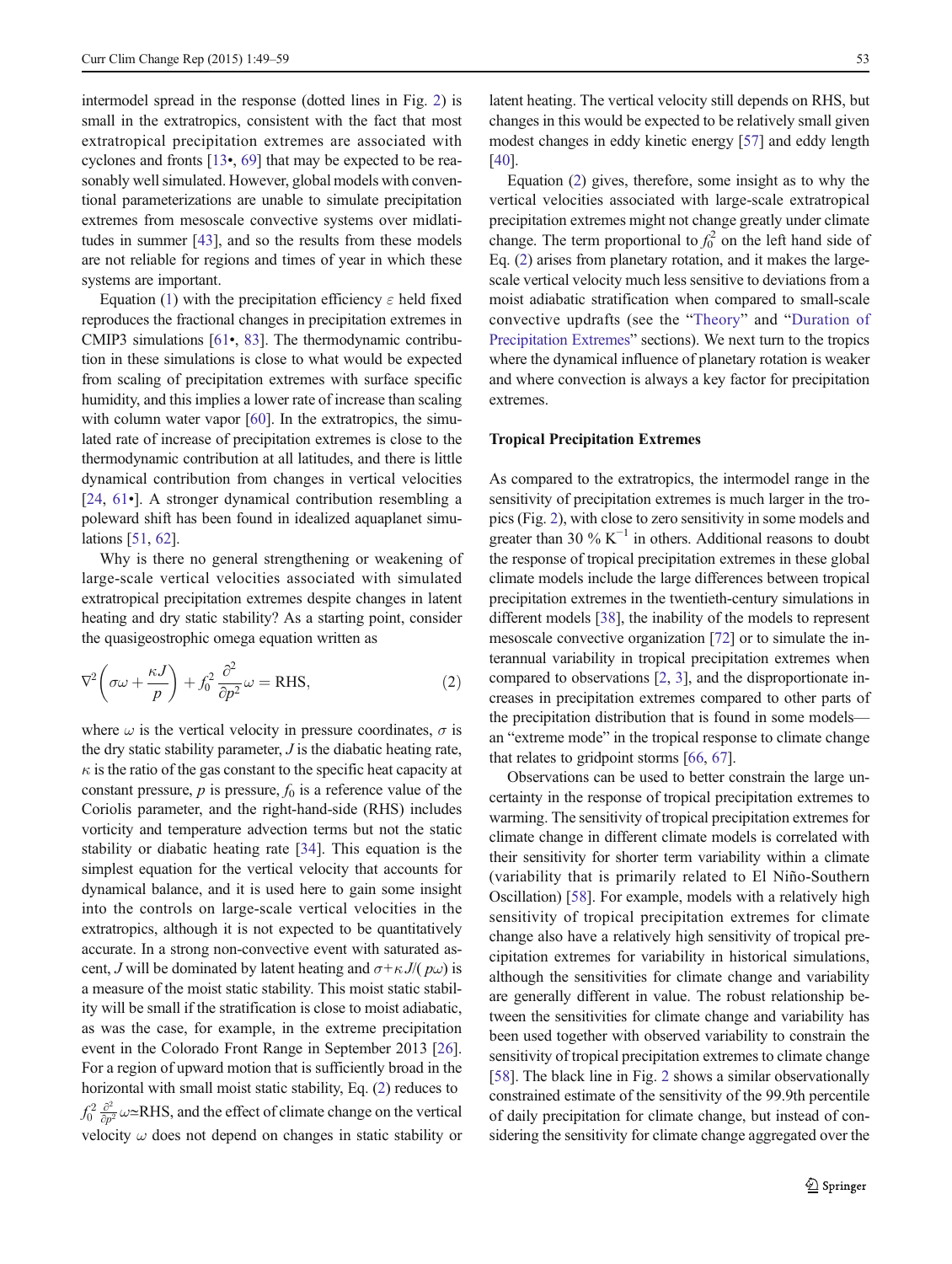intermodel spread in the response (dotted lines in Fig. 2) is small in the extratropics, consistent with the fact that most extratropical precipitation extremes are associated with cyclones and fronts [13•, 69] that may be expected to be reasonably well simulated. However, global models with conventional parameterizations are unable to simulate precipitation extremes from mesoscale convective systems over midlatitudes in summer [43], and so the results from these models are not reliable for regions and times of year in which these systems are important.

Equation (1) with the precipitation efficiency $\varepsilon$ held fixed reproduces the fractional changes in precipitation extremes in CMIP3 simulations [61•, 83]. The thermodynamic contribution in these simulations is close to what would be expected from scaling of precipitation extremes with surface specific humidity, and this implies a lower rate of increase than scaling with column water vapor [60]. In the extratropics, the simulated rate of increase of precipitation extremes is close to the thermodynamic contribution at all latitudes, and there is little dynamical contribution from changes in vertical velocities [24, 61•]. A stronger dynamical contribution resembling a poleward shift has been found in idealized aquaplanet simulations [51, 62].

Why is there no general strengthening or weakening of large-scale vertical velocities associated with simulated extratropical precipitation extremes despite changes in latent heating and dry static stability? As a starting point, consider the quasigeostrophic omega equation written as

$$\nabla^2\left(\sigma\omega + \frac{\kappa J}{p}\right) + f_0^2\frac{\partial^2}{\partial p^2}\omega = \mathrm{RHS}, \tag{2}$$

where $\omega$ is the vertical velocity in pressure coordinates, $\sigma$ is the dry static stability parameter, $J$ is the diabatic heating rate, $\kappa$ is the ratio of the gas constant to the specific heat capacity at constant pressure, $p$ is pressure, $f_0$ is a reference value of the Coriolis parameter, and the right-hand-side (RHS) includes vorticity and temperature advection terms but not the static stability or diabatic heating rate [34]. This equation is the simplest equation for the vertical velocity that accounts for dynamical balance, and it is used here to gain some insight into the controls on large-scale vertical velocities in the extratropics, although it is not expected to be quantitatively accurate. In a strong non-convective event with saturated ascent, $J$ will be dominated by latent heating and $\sigma + \kappa J/(p\omega)$ is a measure of the moist static stability. This moist static stability will be small if the stratification is close to moist adiabatic, as was the case, for example, in the extreme precipitation event in the Colorado Front Range in September 2013 [26]. For a region of upward motion that is sufficiently broad in the horizontal with small moist static stability, Eq. (2) reduces to $f_0^2\frac{\partial^2}{\partial p^2}\omega \simeq \mathrm{RHS}$, and the effect of climate change on the vertical velocity $\omega$ does not depend on changes in static stability or latent heating. The vertical velocity still depends on RHS, but changes in this would be expected to be relatively small given modest changes in eddy kinetic energy [57] and eddy length [40].

Equation (2) gives, therefore, some insight as to why the vertical velocities associated with large-scale extratropical precipitation extremes might not change greatly under climate change. The term proportional to $f_0^2$ on the left hand side of Eq. (2) arises from planetary rotation, and it makes the large-scale vertical velocity much less sensitive to deviations from a moist adiabatic stratification when compared to small-scale convective updrafts (see the "Theory" and "Duration of Precipitation Extremes" sections). We next turn to the tropics where the dynamical influence of planetary rotation is weaker and where convection is always a key factor for precipitation extremes.

## Tropical Precipitation Extremes

As compared to the extratropics, the intermodel range in the sensitivity of precipitation extremes is much larger in the tropics (Fig. 2), with close to zero sensitivity in some models and greater than 30 % $\mathrm{K}^{-1}$ in others. Additional reasons to doubt the response of tropical precipitation extremes in these global climate models include the large differences between tropical precipitation extremes in the twentieth-century simulations in different models [38], the inability of the models to represent mesoscale convective organization [72] or to simulate the interannual variability in tropical precipitation extremes when compared to observations [2, 3], and the disproportionate increases in precipitation extremes compared to other parts of the precipitation distribution that is found in some models—an "extreme mode" in the tropical response to climate change that relates to gridpoint storms [66, 67].

Observations can be used to better constrain the large uncertainty in the response of tropical precipitation extremes to warming. The sensitivity of tropical precipitation extremes for climate change in different climate models is correlated with their sensitivity for shorter term variability within a climate (variability that is primarily related to El Niño-Southern Oscillation) [58]. For example, models with a relatively high sensitivity of tropical precipitation extremes for climate change also have a relatively high sensitivity of tropical precipitation extremes for variability in historical simulations, although the sensitivities for climate change and variability are generally different in value. The robust relationship between the sensitivities for climate change and variability has been used together with observed variability to constrain the sensitivity of tropical precipitation extremes to climate change [58]. The black line in Fig. 2 shows a similar observationally constrained estimate of the sensitivity of the 99.9th percentile of daily precipitation for climate change, but instead of considering the sensitivity for climate change aggregated over the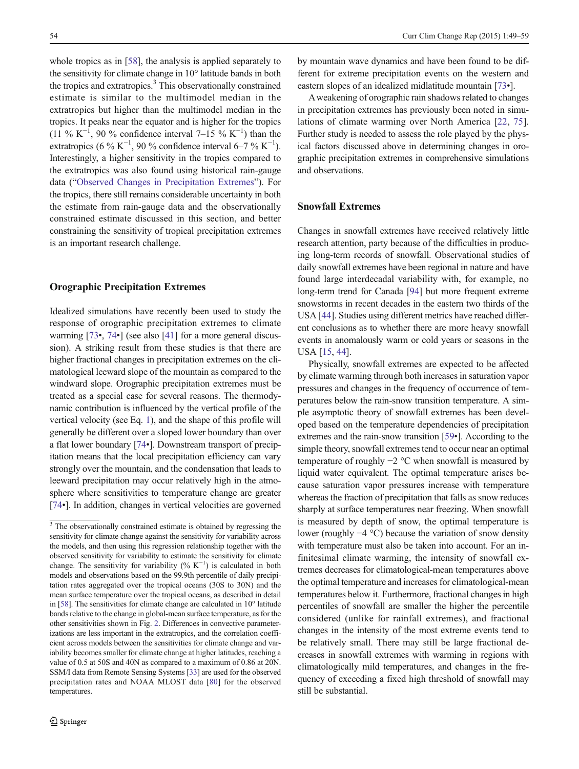whole tropics as in [58], the analysis is applied separately to the sensitivity for climate change in 10° latitude bands in both the tropics and extratropics.[3] This observationally constrained estimate is similar to the multimodel median in the extratropics but higher than the multimodel median in the tropics. It peaks near the equator and is higher for the tropics (11 % $K^{-1}$, 90 % confidence interval 7–15 % $K^{-1}$) than the extratropics (6 % $K^{-1}$, 90 % confidence interval 6–7 % $K^{-1}$). Interestingly, a higher sensitivity in the tropics compared to the extratropics was also found using historical rain-gauge data ("Observed Changes in Precipitation Extremes"). For the tropics, there still remains considerable uncertainty in both the estimate from rain-gauge data and the observationally constrained estimate discussed in this section, and better constraining the sensitivity of tropical precipitation extremes is an important research challenge.

## Orographic Precipitation Extremes

Idealized simulations have recently been used to study the response of orographic precipitation extremes to climate warming [73•, 74•] (see also [41] for a more general discussion). A striking result from these studies is that there are higher fractional changes in precipitation extremes on the climatological leeward slope of the mountain as compared to the windward slope. Orographic precipitation extremes must be treated as a special case for several reasons. The thermodynamic contribution is influenced by the vertical profile of the vertical velocity (see Eq. 1), and the shape of this profile will generally be different over a sloped lower boundary than over a flat lower boundary [74•]. Downstream transport of precipitation means that the local precipitation efficiency can vary strongly over the mountain, and the condensation that leads to leeward precipitation may occur relatively high in the atmosphere where sensitivities to temperature change are greater [74•]. In addition, changes in vertical velocities are governed by mountain wave dynamics and have been found to be different for extreme precipitation events on the western and eastern slopes of an idealized midlatitude mountain [73•].

A weakening of orographic rain shadows related to changes in precipitation extremes has previously been noted in simulations of climate warming over North America [22, 75]. Further study is needed to assess the role played by the physical factors discussed above in determining changes in orographic precipitation extremes in comprehensive simulations and observations.

## Snowfall Extremes

Changes in snowfall extremes have received relatively little research attention, party because of the difficulties in producing long-term records of snowfall. Observational studies of daily snowfall extremes have been regional in nature and have found large interdecadal variability with, for example, no long-term trend for Canada [94] but more frequent extreme snowstorms in recent decades in the eastern two thirds of the USA [44]. Studies using different metrics have reached different conclusions as to whether there are more heavy snowfall events in anomalously warm or cold years or seasons in the USA [15, 44].

Physically, snowfall extremes are expected to be affected by climate warming through both increases in saturation vapor pressures and changes in the frequency of occurrence of temperatures below the rain-snow transition temperature. A simple asymptotic theory of snowfall extremes has been developed based on the temperature dependencies of precipitation extremes and the rain-snow transition [59•]. According to the simple theory, snowfall extremes tend to occur near an optimal temperature of roughly −2 °C when snowfall is measured by liquid water equivalent. The optimal temperature arises because saturation vapor pressures increase with temperature whereas the fraction of precipitation that falls as snow reduces sharply at surface temperatures near freezing. When snowfall is measured by depth of snow, the optimal temperature is lower (roughly −4 °C) because the variation of snow density with temperature must also be taken into account. For an infinitesimal climate warming, the intensity of snowfall extremes decreases for climatological-mean temperatures above the optimal temperature and increases for climatological-mean temperatures below it. Furthermore, fractional changes in high percentiles of snowfall are smaller the higher the percentile considered (unlike for rainfall extremes), and fractional changes in the intensity of the most extreme events tend to be relatively small. There may still be large fractional decreases in snowfall extremes with warming in regions with climatologically mild temperatures, and changes in the frequency of exceeding a fixed high threshold of snowfall may still be substantial.

[3] The observationally constrained estimate is obtained by regressing the sensitivity for climate change against the sensitivity for variability across the models, and then using this regression relationship together with the observed sensitivity for variability to estimate the sensitivity for climate change. The sensitivity for variability (% $K^{-1}$) is calculated in both models and observations based on the 99.9th percentile of daily precipitation rates aggregated over the tropical oceans (30S to 30N) and the mean surface temperature over the tropical oceans, as described in detail in [58]. The sensitivities for climate change are calculated in 10° latitude bands relative to the change in global-mean surface temperature, as for the other sensitivities shown in Fig. 2. Differences in convective parameterizations are less important in the extratropics, and the correlation coefficient across models between the sensitivities for climate change and variability becomes smaller for climate change at higher latitudes, reaching a value of 0.5 at 50S and 40N as compared to a maximum of 0.86 at 20N. SSM/I data from Remote Sensing Systems [33] are used for the observed precipitation rates and NOAA MLOST data [80] for the observed temperatures.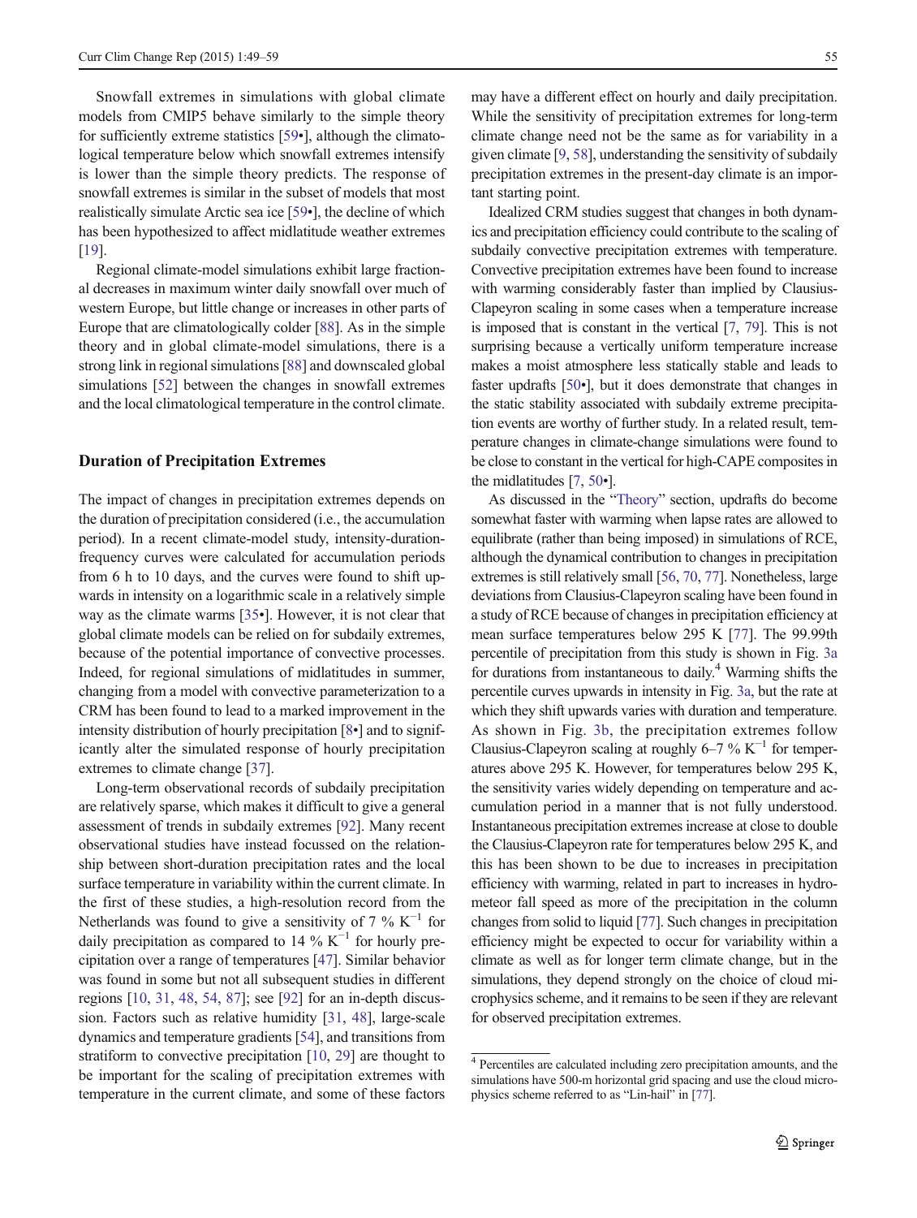Snowfall extremes in simulations with global climate models from CMIP5 behave similarly to the simple theory for sufficiently extreme statistics [59•], although the climatological temperature below which snowfall extremes intensify is lower than the simple theory predicts. The response of snowfall extremes is similar in the subset of models that most realistically simulate Arctic sea ice [59•], the decline of which has been hypothesized to affect midlatitude weather extremes [19].

Regional climate-model simulations exhibit large fractional decreases in maximum winter daily snowfall over much of western Europe, but little change or increases in other parts of Europe that are climatologically colder [88]. As in the simple theory and in global climate-model simulations, there is a strong link in regional simulations [88] and downscaled global simulations [52] between the changes in snowfall extremes and the local climatological temperature in the control climate.

## Duration of Precipitation Extremes

The impact of changes in precipitation extremes depends on the duration of precipitation considered (i.e., the accumulation period). In a recent climate-model study, intensity-duration-frequency curves were calculated for accumulation periods from 6 h to 10 days, and the curves were found to shift upwards in intensity on a logarithmic scale in a relatively simple way as the climate warms [35•]. However, it is not clear that global climate models can be relied on for subdaily extremes, because of the potential importance of convective processes. Indeed, for regional simulations of midlatitudes in summer, changing from a model with convective parameterization to a CRM has been found to lead to a marked improvement in the intensity distribution of hourly precipitation [8•] and to significantly alter the simulated response of hourly precipitation extremes to climate change [37].

Long-term observational records of subdaily precipitation are relatively sparse, which makes it difficult to give a general assessment of trends in subdaily extremes [92]. Many recent observational studies have instead focussed on the relationship between short-duration precipitation rates and the local surface temperature in variability within the current climate. In the first of these studies, a high-resolution record from the Netherlands was found to give a sensitivity of 7 % $K^{-1}$ for daily precipitation as compared to 14 % $K^{-1}$ for hourly precipitation over a range of temperatures [47]. Similar behavior was found in some but not all subsequent studies in different regions [10, 31, 48, 54, 87]; see [92] for an in-depth discussion. Factors such as relative humidity [31, 48], large-scale dynamics and temperature gradients [54], and transitions from stratiform to convective precipitation [10, 29] are thought to be important for the scaling of precipitation extremes with temperature in the current climate, and some of these factors may have a different effect on hourly and daily precipitation. While the sensitivity of precipitation extremes for long-term climate change need not be the same as for variability in a given climate [9, 58], understanding the sensitivity of subdaily precipitation extremes in the present-day climate is an important starting point.

Idealized CRM studies suggest that changes in both dynamics and precipitation efficiency could contribute to the scaling of subdaily convective precipitation extremes with temperature. Convective precipitation extremes have been found to increase with warming considerably faster than implied by Clausius-Clapeyron scaling in some cases when a temperature increase is imposed that is constant in the vertical [7, 79]. This is not surprising because a vertically uniform temperature increase makes a moist atmosphere less statically stable and leads to faster updrafts [50•], but it does demonstrate that changes in the static stability associated with subdaily extreme precipitation events are worthy of further study. In a related result, temperature changes in climate-change simulations were found to be close to constant in the vertical for high-CAPE composites in the midlatitudes [7, 50•].

As discussed in the "Theory" section, updrafts do become somewhat faster with warming when lapse rates are allowed to equilibrate (rather than being imposed) in simulations of RCE, although the dynamical contribution to changes in precipitation extremes is still relatively small [56, 70, 77]. Nonetheless, large deviations from Clausius-Clapeyron scaling have been found in a study of RCE because of changes in precipitation efficiency at mean surface temperatures below 295 K [77]. The 99.99th percentile of precipitation from this study is shown in Fig. 3a for durations from instantaneous to daily.[4] Warming shifts the percentile curves upwards in intensity in Fig. 3a, but the rate at which they shift upwards varies with duration and temperature. As shown in Fig. 3b, the precipitation extremes follow Clausius-Clapeyron scaling at roughly 6–7 % $K^{-1}$ for temperatures above 295 K. However, for temperatures below 295 K, the sensitivity varies widely depending on temperature and accumulation period in a manner that is not fully understood. Instantaneous precipitation extremes increase at close to double the Clausius-Clapeyron rate for temperatures below 295 K, and this has been shown to be due to increases in precipitation efficiency with warming, related in part to increases in hydrometeor fall speed as more of the precipitation in the column changes from solid to liquid [77]. Such changes in precipitation efficiency might be expected to occur for variability within a climate as well as for longer term climate change, but in the simulations, they depend strongly on the choice of cloud microphysics scheme, and it remains to be seen if they are relevant for observed precipitation extremes.

[4] Percentiles are calculated including zero precipitation amounts, and the simulations have 500-m horizontal grid spacing and use the cloud microphysics scheme referred to as "Lin-hail" in [77].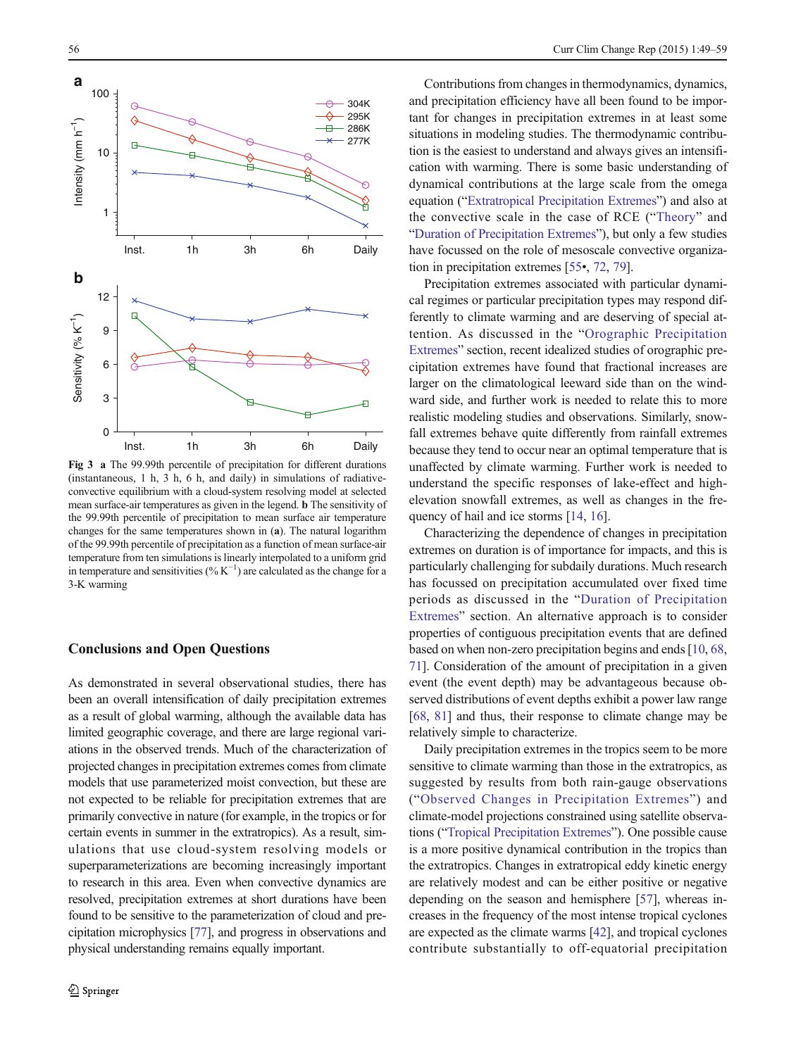**Fig 3** **a** The 99.99th percentile of precipitation for different durations (instantaneous, 1 h, 3 h, 6 h, and daily) in simulations of radiative-convective equilibrium with a cloud-system resolving model at selected mean surface-air temperatures as given in the legend. **b** The sensitivity of the 99.99th percentile of precipitation to mean surface air temperature changes for the same temperatures shown in (**a**). The natural logarithm of the 99.99th percentile of precipitation as a function of mean surface-air temperature from ten simulations is linearly interpolated to a uniform grid in temperature and sensitivities (% $K^{-1}$) are calculated as the change for a 3-K warming

## Conclusions and Open Questions

As demonstrated in several observational studies, there has been an overall intensification of daily precipitation extremes as a result of global warming, although the available data has limited geographic coverage, and there are large regional variations in the observed trends. Much of the characterization of projected changes in precipitation extremes comes from climate models that use parameterized moist convection, but these are not expected to be reliable for precipitation extremes that are primarily convective in nature (for example, in the tropics or for certain events in summer in the extratropics). As a result, simulations that use cloud-system resolving models or superparameterizations are becoming increasingly important to research in this area. Even when convective dynamics are resolved, precipitation extremes at short durations have been found to be sensitive to the parameterization of cloud and precipitation microphysics [77], and progress in observations and physical understanding remains equally important.

Contributions from changes in thermodynamics, dynamics, and precipitation efficiency have all been found to be important for changes in precipitation extremes in at least some situations in modeling studies. The thermodynamic contribution is the easiest to understand and always gives an intensification with warming. There is some basic understanding of dynamical contributions at the large scale from the omega equation ("Extratropical Precipitation Extremes") and also at the convective scale in the case of RCE ("Theory" and "Duration of Precipitation Extremes"), but only a few studies have focussed on the role of mesoscale convective organization in precipitation extremes [55•, 72, 79].

Precipitation extremes associated with particular dynamical regimes or particular precipitation types may respond differently to climate warming and are deserving of special attention. As discussed in the "Orographic Precipitation Extremes" section, recent idealized studies of orographic precipitation extremes have found that fractional increases are larger on the climatological leeward side than on the windward side, and further work is needed to relate this to more realistic modeling studies and observations. Similarly, snowfall extremes behave quite differently from rainfall extremes because they tend to occur near an optimal temperature that is unaffected by climate warming. Further work is needed to understand the specific responses of lake-effect and high-elevation snowfall extremes, as well as changes in the frequency of hail and ice storms [14, 16].

Characterizing the dependence of changes in precipitation extremes on duration is of importance for impacts, and this is particularly challenging for subdaily durations. Much research has focussed on precipitation accumulated over fixed time periods as discussed in the "Duration of Precipitation Extremes" section. An alternative approach is to consider properties of contiguous precipitation events that are defined based on when non-zero precipitation begins and ends [10, 68, 71]. Consideration of the amount of precipitation in a given event (the event depth) may be advantageous because observed distributions of event depths exhibit a power law range [68, 81] and thus, their response to climate change may be relatively simple to characterize.

Daily precipitation extremes in the tropics seem to be more sensitive to climate warming than those in the extratropics, as suggested by results from both rain-gauge observations ("Observed Changes in Precipitation Extremes") and climate-model projections constrained using satellite observations ("Tropical Precipitation Extremes"). One possible cause is a more positive dynamical contribution in the tropics than the extratropics. Changes in extratropical eddy kinetic energy are relatively modest and can be either positive or negative depending on the season and hemisphere [57], whereas increases in the frequency of the most intense tropical cyclones are expected as the climate warms [42], and tropical cyclones contribute substantially to off-equatorial precipitation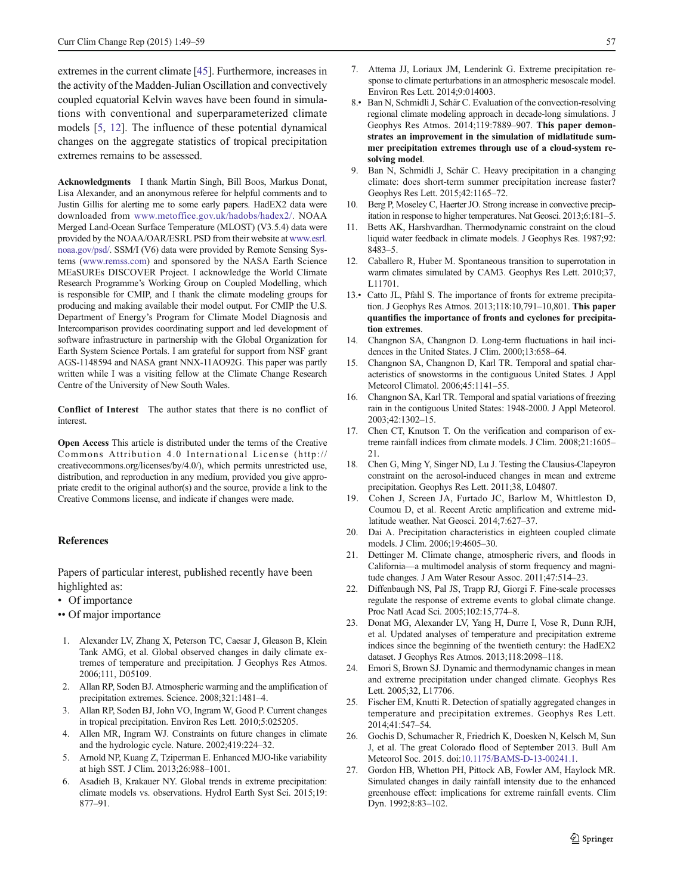extremes in the current climate [45]. Furthermore, increases in the activity of the Madden-Julian Oscillation and convectively coupled equatorial Kelvin waves have been found in simulations with conventional and superparameterized climate models [5, 12]. The influence of these potential dynamical changes on the aggregate statistics of tropical precipitation extremes remains to be assessed.

**Acknowledgments** I thank Martin Singh, Bill Boos, Markus Donat, Lisa Alexander, and an anonymous referee for helpful comments and to Justin Gillis for alerting me to some early papers. HadEX2 data were downloaded from www.metoffice.gov.uk/hadobs/hadex2/. NOAA Merged Land-Ocean Surface Temperature (MLOST) (V3.5.4) data were provided by the NOAA/OAR/ESRL PSD from their website at www.esrl.noaa.gov/psd/. SSM/I (V6) data were provided by Remote Sensing Systems (www.remss.com) and sponsored by the NASA Earth Science MEaSUREs DISCOVER Project. I acknowledge the World Climate Research Programme's Working Group on Coupled Modelling, which is responsible for CMIP, and I thank the climate modeling groups for producing and making available their model output. For CMIP the U.S. Department of Energy's Program for Climate Model Diagnosis and Intercomparison provides coordinating support and led development of software infrastructure in partnership with the Global Organization for Earth System Science Portals. I am grateful for support from NSF grant AGS-1148594 and NASA grant NNX-11AO92G. This paper was partly written while I was a visiting fellow at the Climate Change Research Centre of the University of New South Wales.

**Conflict of Interest** The author states that there is no conflict of interest.

**Open Access** This article is distributed under the terms of the Creative Commons Attribution 4.0 International License (http://creativecommons.org/licenses/by/4.0/), which permits unrestricted use, distribution, and reproduction in any medium, provided you give appropriate credit to the original author(s) and the source, provide a link to the Creative Commons license, and indicate if changes were made.

## References

Papers of particular interest, published recently have been highlighted as:
- • Of importance
- •• Of major importance

1. Alexander LV, Zhang X, Peterson TC, Caesar J, Gleason B, Klein Tank AMG, et al. Global observed changes in daily climate extremes of temperature and precipitation. J Geophys Res Atmos. 2006;111, D05109.
2. Allan RP, Soden BJ. Atmospheric warming and the amplification of precipitation extremes. Science. 2008;321:1481–4.
3. Allan RP, Soden BJ, John VO, Ingram W, Good P. Current changes in tropical precipitation. Environ Res Lett. 2010;5:025205.
4. Allen MR, Ingram WJ. Constraints on future changes in climate and the hydrologic cycle. Nature. 2002;419:224–32.
5. Arnold NP, Kuang Z, Tziperman E. Enhanced MJO-like variability at high SST. J Clim. 2013;26:988–1001.
6. Asadieh B, Krakauer NY. Global trends in extreme precipitation: climate models vs. observations. Hydrol Earth Syst Sci. 2015;19:877–91.
7. Attema JJ, Loriaux JM, Lenderink G. Extreme precipitation response to climate perturbations in an atmospheric mesoscale model. Environ Res Lett. 2014;9:014003.
8. • Ban N, Schmidli J, Schär C. Evaluation of the convection-resolving regional climate modeling approach in decade-long simulations. J Geophys Res Atmos. 2014;119:7889–907. **This paper demonstrates an improvement in the simulation of midlatitude summer precipitation extremes through use of a cloud-system resolving model**.
9. Ban N, Schmidli J, Schär C. Heavy precipitation in a changing climate: does short-term summer precipitation increase faster? Geophys Res Lett. 2015;42:1165–72.
10. Berg P, Moseley C, Haerter JO. Strong increase in convective precipitation in response to higher temperatures. Nat Geosci. 2013;6:181–5.
11. Betts AK, Harshvardhan. Thermodynamic constraint on the cloud liquid water feedback in climate models. J Geophys Res. 1987;92:8483–5.
12. Caballero R, Huber M. Spontaneous transition to superrotation in warm climates simulated by CAM3. Geophys Res Lett. 2010;37, L11701.
13. • Catto JL, Pfahl S. The importance of fronts for extreme precipitation. J Geophys Res Atmos. 2013;118:10,791–10,801. **This paper quantifies the importance of fronts and cyclones for precipitation extremes**.
14. Changnon SA, Changnon D. Long-term fluctuations in hail incidences in the United States. J Clim. 2000;13:658–64.
15. Changnon SA, Changnon D, Karl TR. Temporal and spatial characteristics of snowstorms in the contiguous United States. J Appl Meteorol Climatol. 2006;45:1141–55.
16. Changnon SA, Karl TR. Temporal and spatial variations of freezing rain in the contiguous United States: 1948-2000. J Appl Meteorol. 2003;42:1302–15.
17. Chen CT, Knutson T. On the verification and comparison of extreme rainfall indices from climate models. J Clim. 2008;21:1605–21.
18. Chen G, Ming Y, Singer ND, Lu J. Testing the Clausius-Clapeyron constraint on the aerosol-induced changes in mean and extreme precipitation. Geophys Res Lett. 2011;38, L04807.
19. Cohen J, Screen JA, Furtado JC, Barlow M, Whittleston D, Coumou D, et al. Recent Arctic amplification and extreme midlatitude weather. Nat Geosci. 2014;7:627–37.
20. Dai A. Precipitation characteristics in eighteen coupled climate models. J Clim. 2006;19:4605–30.
21. Dettinger M. Climate change, atmospheric rivers, and floods in California—a multimodel analysis of storm frequency and magnitude changes. J Am Water Resour Assoc. 2011;47:514–23.
22. Diffenbaugh NS, Pal JS, Trapp RJ, Giorgi F. Fine-scale processes regulate the response of extreme events to global climate change. Proc Natl Acad Sci. 2005;102:15,774–8.
23. Donat MG, Alexander LV, Yang H, Durre I, Vose R, Dunn RJH, et al. Updated analyses of temperature and precipitation extreme indices since the beginning of the twentieth century: the HadEX2 dataset. J Geophys Res Atmos. 2013;118:2098–118.
24. Emori S, Brown SJ. Dynamic and thermodynamic changes in mean and extreme precipitation under changed climate. Geophys Res Lett. 2005;32, L17706.
25. Fischer EM, Knutti R. Detection of spatially aggregated changes in temperature and precipitation extremes. Geophys Res Lett. 2014;41:547–54.
26. Gochis D, Schumacher R, Friedrich K, Doesken N, Kelsch M, Sun J, et al. The great Colorado flood of September 2013. Bull Am Meteorol Soc. 2015. doi:10.1175/BAMS-D-13-00241.1.
27. Gordon HB, Whetton PH, Pittock AB, Fowler AM, Haylock MR. Simulated changes in daily rainfall intensity due to the enhanced greenhouse effect: implications for extreme rainfall events. Clim Dyn. 1992;8:83–102.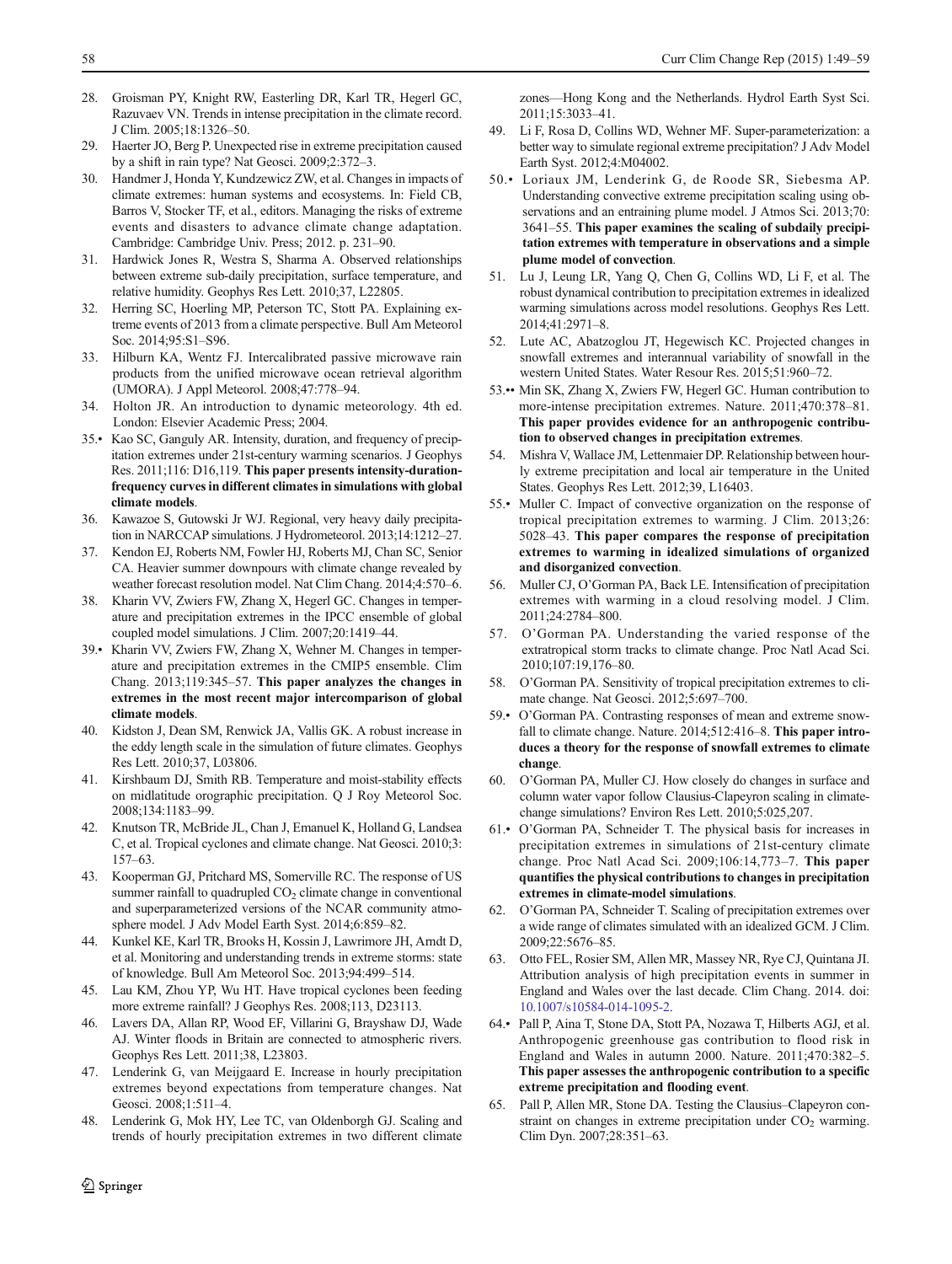28. Groisman PY, Knight RW, Easterling DR, Karl TR, Hegerl GC, Razuvaev VN. Trends in intense precipitation in the climate record. J Clim. 2005;18:1326–50.
29. Haerter JO, Berg P. Unexpected rise in extreme precipitation caused by a shift in rain type? Nat Geosci. 2009;2:372–3.
30. Handmer J, Honda Y, Kundzewicz ZW, et al. Changes in impacts of climate extremes: human systems and ecosystems. In: Field CB, Barros V, Stocker TF, et al., editors. Managing the risks of extreme events and disasters to advance climate change adaptation. Cambridge: Cambridge Univ. Press; 2012. p. 231–90.
31. Hardwick Jones R, Westra S, Sharma A. Observed relationships between extreme sub-daily precipitation, surface temperature, and relative humidity. Geophys Res Lett. 2010;37, L22805.
32. Herring SC, Hoerling MP, Peterson TC, Stott PA. Explaining extreme events of 2013 from a climate perspective. Bull Am Meteorol Soc. 2014;95:S1–S96.
33. Hilburn KA, Wentz FJ. Intercalibrated passive microwave rain products from the unified microwave ocean retrieval algorithm (UMORA). J Appl Meteorol. 2008;47:778–94.
34. Holton JR. An introduction to dynamic meteorology. 4th ed. London: Elsevier Academic Press; 2004.
35.• Kao SC, Ganguly AR. Intensity, duration, and frequency of precipitation extremes under 21st-century warming scenarios. J Geophys Res. 2011;116: D16,119. **This paper presents intensity-duration-frequency curves in different climates in simulations with global climate models**.
36. Kawazoe S, Gutowski Jr WJ. Regional, very heavy daily precipitation in NARCCAP simulations. J Hydrometeorol. 2013;14:1212–27.
37. Kendon EJ, Roberts NM, Fowler HJ, Roberts MJ, Chan SC, Senior CA. Heavier summer downpours with climate change revealed by weather forecast resolution model. Nat Clim Chang. 2014;4:570–6.
38. Kharin VV, Zwiers FW, Zhang X, Hegerl GC. Changes in temperature and precipitation extremes in the IPCC ensemble of global coupled model simulations. J Clim. 2007;20:1419–44.
39.• Kharin VV, Zwiers FW, Zhang X, Wehner M. Changes in temperature and precipitation extremes in the CMIP5 ensemble. Clim Chang. 2013;119:345–57. **This paper analyzes the changes in extremes in the most recent major intercomparison of global climate models**.
40. Kidston J, Dean SM, Renwick JA, Vallis GK. A robust increase in the eddy length scale in the simulation of future climates. Geophys Res Lett. 2010;37, L03806.
41. Kirshbaum DJ, Smith RB. Temperature and moist-stability effects on midlatitude orographic precipitation. Q J Roy Meteorol Soc. 2008;134:1183–99.
42. Knutson TR, McBride JL, Chan J, Emanuel K, Holland G, Landsea C, et al. Tropical cyclones and climate change. Nat Geosci. 2010;3:157–63.
43. Kooperman GJ, Pritchard MS, Somerville RC. The response of US summer rainfall to quadrupled $CO_2$ climate change in conventional and superparameterized versions of the NCAR community atmosphere model. J Adv Model Earth Syst. 2014;6:859–82.
44. Kunkel KE, Karl TR, Brooks H, Kossin J, Lawrimore JH, Arndt D, et al. Monitoring and understanding trends in extreme storms: state of knowledge. Bull Am Meteorol Soc. 2013;94:499–514.
45. Lau KM, Zhou YP, Wu HT. Have tropical cyclones been feeding more extreme rainfall? J Geophys Res. 2008;113, D23113.
46. Lavers DA, Allan RP, Wood EF, Villarini G, Brayshaw DJ, Wade AJ. Winter floods in Britain are connected to atmospheric rivers. Geophys Res Lett. 2011;38, L23803.
47. Lenderink G, van Meijgaard E. Increase in hourly precipitation extremes beyond expectations from temperature changes. Nat Geosci. 2008;1:511–4.
48. Lenderink G, Mok HY, Lee TC, van Oldenborgh GJ. Scaling and trends of hourly precipitation extremes in two different climate zones—Hong Kong and the Netherlands. Hydrol Earth Syst Sci. 2011;15:3033–41.
49. Li F, Rosa D, Collins WD, Wehner MF. Super-parameterization: a better way to simulate regional extreme precipitation? J Adv Model Earth Syst. 2012;4:M04002.
50.• Loriaux JM, Lenderink G, de Roode SR, Siebesma AP. Understanding convective extreme precipitation scaling using observations and an entraining plume model. J Atmos Sci. 2013;70: 3641–55. **This paper examines the scaling of subdaily precipitation extremes with temperature in observations and a simple plume model of convection**.
51. Lu J, Leung LR, Yang Q, Chen G, Collins WD, Li F, et al. The robust dynamical contribution to precipitation extremes in idealized warming simulations across model resolutions. Geophys Res Lett. 2014;41:2971–8.
52. Lute AC, Abatzoglou JT, Hegewisch KC. Projected changes in snowfall extremes and interannual variability of snowfall in the western United States. Water Resour Res. 2015;51:960–72.
53.•• Min SK, Zhang X, Zwiers FW, Hegerl GC. Human contribution to more-intense precipitation extremes. Nature. 2011;470:378–81. **This paper provides evidence for an anthropogenic contribution to observed changes in precipitation extremes**.
54. Mishra V, Wallace JM, Lettenmaier DP. Relationship between hourly extreme precipitation and local air temperature in the United States. Geophys Res Lett. 2012;39, L16403.
55.• Muller C. Impact of convective organization on the response of tropical precipitation extremes to warming. J Clim. 2013;26: 5028–43. **This paper compares the response of precipitation extremes to warming in idealized simulations of organized and disorganized convection**.
56. Muller CJ, O'Gorman PA, Back LE. Intensification of precipitation extremes with warming in a cloud resolving model. J Clim. 2011;24:2784–800.
57. O'Gorman PA. Understanding the varied response of the extratropical storm tracks to climate change. Proc Natl Acad Sci. 2010;107:19,176–80.
58. O'Gorman PA. Sensitivity of tropical precipitation extremes to climate change. Nat Geosci. 2012;5:697–700.
59.• O'Gorman PA. Contrasting responses of mean and extreme snowfall to climate change. Nature. 2014;512:416–8. **This paper introduces a theory for the response of snowfall extremes to climate change**.
60. O'Gorman PA, Muller CJ. How closely do changes in surface and column water vapor follow Clausius-Clapeyron scaling in climate-change simulations? Environ Res Lett. 2010;5:025,207.
61.• O'Gorman PA, Schneider T. The physical basis for increases in precipitation extremes in simulations of 21st-century climate change. Proc Natl Acad Sci. 2009;106:14,773–7. **This paper quantifies the physical contributions to changes in precipitation extremes in climate-model simulations**.
62. O'Gorman PA, Schneider T. Scaling of precipitation extremes over a wide range of climates simulated with an idealized GCM. J Clim. 2009;22:5676–85.
63. Otto FEL, Rosier SM, Allen MR, Massey NR, Rye CJ, Quintana JI. Attribution analysis of high precipitation events in summer in England and Wales over the last decade. Clim Chang. 2014. doi: 10.1007/s10584-014-1095-2.
64.• Pall P, Aina T, Stone DA, Stott PA, Nozawa T, Hilberts AGJ, et al. Anthropogenic greenhouse gas contribution to flood risk in England and Wales in autumn 2000. Nature. 2011;470:382–5. **This paper assesses the anthropogenic contribution to a specific extreme precipitation and flooding event**.
65. Pall P, Allen MR, Stone DA. Testing the Clausius–Clapeyron constraint on changes in extreme precipitation under $CO_2$ warming. Clim Dyn. 2007;28:351–63.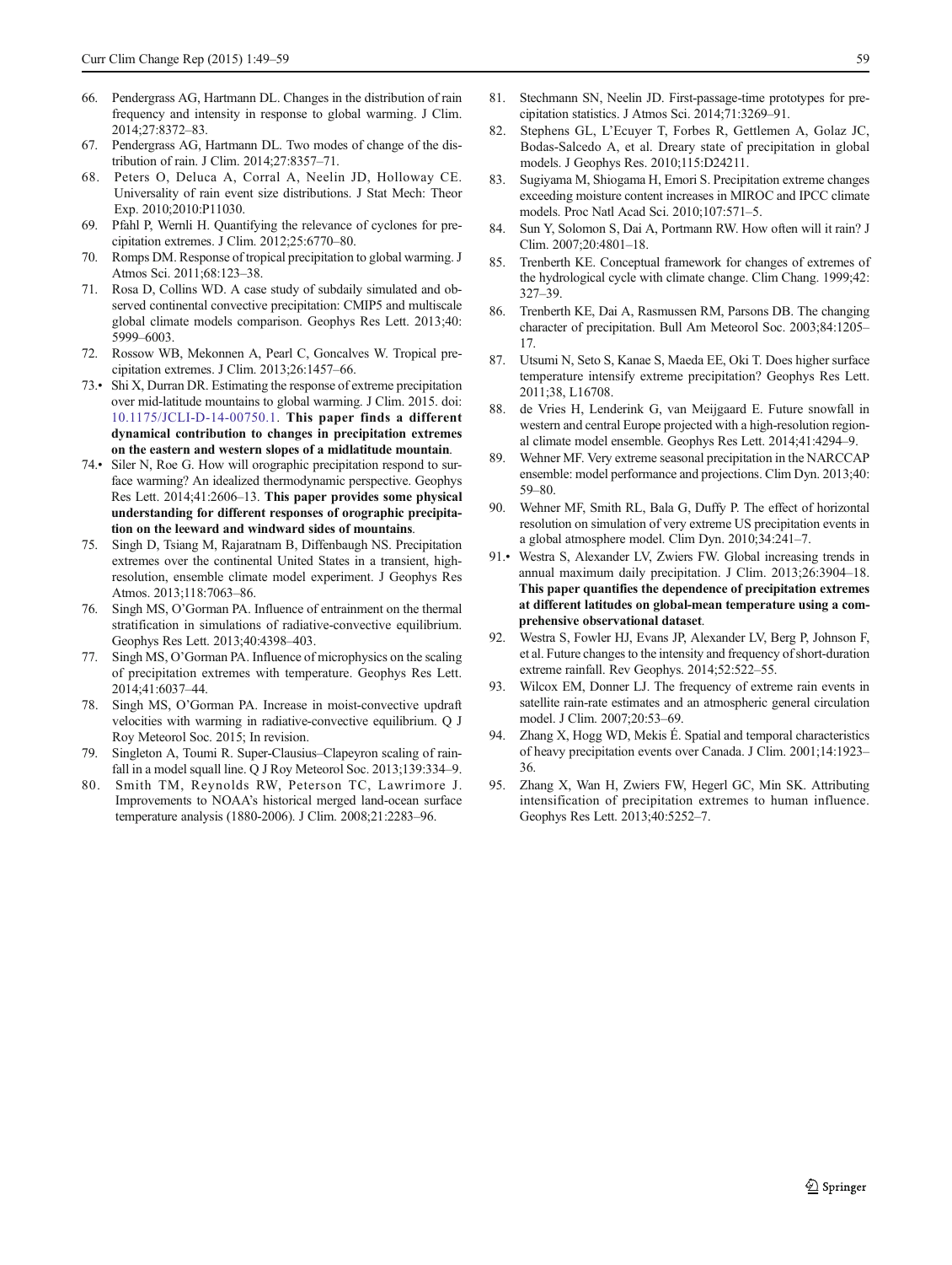66. Pendergrass AG, Hartmann DL. Changes in the distribution of rain frequency and intensity in response to global warming. J Clim. 2014;27:8372–83.
67. Pendergrass AG, Hartmann DL. Two modes of change of the distribution of rain. J Clim. 2014;27:8357–71.
68. Peters O, Deluca A, Corral A, Neelin JD, Holloway CE. Universality of rain event size distributions. J Stat Mech: Theor Exp. 2010;2010:P11030.
69. Pfahl P, Wernli H. Quantifying the relevance of cyclones for precipitation extremes. J Clim. 2012;25:6770–80.
70. Romps DM. Response of tropical precipitation to global warming. J Atmos Sci. 2011;68:123–38.
71. Rosa D, Collins WD. A case study of subdaily simulated and observed continental convective precipitation: CMIP5 and multiscale global climate models comparison. Geophys Res Lett. 2013;40: 5999–6003.
72. Rossow WB, Mekonnen A, Pearl C, Goncalves W. Tropical precipitation extremes. J Clim. 2013;26:1457–66.
73.• Shi X, Durran DR. Estimating the response of extreme precipitation over mid-latitude mountains to global warming. J Clim. 2015. doi: 10.1175/JCLI-D-14-00750.1. **This paper finds a different dynamical contribution to changes in precipitation extremes on the eastern and western slopes of a midlatitude mountain**.
74.• Siler N, Roe G. How will orographic precipitation respond to surface warming? An idealized thermodynamic perspective. Geophys Res Lett. 2014;41:2606–13. **This paper provides some physical understanding for different responses of orographic precipitation on the leeward and windward sides of mountains**.
75. Singh D, Tsiang M, Rajaratnam B, Diffenbaugh NS. Precipitation extremes over the continental United States in a transient, high-resolution, ensemble climate model experiment. J Geophys Res Atmos. 2013;118:7063–86.
76. Singh MS, O'Gorman PA. Influence of entrainment on the thermal stratification in simulations of radiative-convective equilibrium. Geophys Res Lett. 2013;40:4398–403.
77. Singh MS, O'Gorman PA. Influence of microphysics on the scaling of precipitation extremes with temperature. Geophys Res Lett. 2014;41:6037–44.
78. Singh MS, O'Gorman PA. Increase in moist-convective updraft velocities with warming in radiative-convective equilibrium. Q J Roy Meteorol Soc. 2015; In revision.
79. Singleton A, Toumi R. Super-Clausius–Clapeyron scaling of rainfall in a model squall line. Q J Roy Meteorol Soc. 2013;139:334–9.
80. Smith TM, Reynolds RW, Peterson TC, Lawrimore J. Improvements to NOAA's historical merged land-ocean surface temperature analysis (1880-2006). J Clim. 2008;21:2283–96.
81. Stechmann SN, Neelin JD. First-passage-time prototypes for precipitation statistics. J Atmos Sci. 2014;71:3269–91.
82. Stephens GL, L'Ecuyer T, Forbes R, Gettlemen A, Golaz JC, Bodas-Salcedo A, et al. Dreary state of precipitation in global models. J Geophys Res. 2010;115:D24211.
83. Sugiyama M, Shiogama H, Emori S. Precipitation extreme changes exceeding moisture content increases in MIROC and IPCC climate models. Proc Natl Acad Sci. 2010;107:571–5.
84. Sun Y, Solomon S, Dai A, Portmann RW. How often will it rain? J Clim. 2007;20:4801–18.
85. Trenberth KE. Conceptual framework for changes of extremes of the hydrological cycle with climate change. Clim Chang. 1999;42: 327–39.
86. Trenberth KE, Dai A, Rasmussen RM, Parsons DB. The changing character of precipitation. Bull Am Meteorol Soc. 2003;84:1205–17.
87. Utsumi N, Seto S, Kanae S, Maeda EE, Oki T. Does higher surface temperature intensify extreme precipitation? Geophys Res Lett. 2011;38, L16708.
88. de Vries H, Lenderink G, van Meijgaard E. Future snowfall in western and central Europe projected with a high-resolution regional climate model ensemble. Geophys Res Lett. 2014;41:4294–9.
89. Wehner MF. Very extreme seasonal precipitation in the NARCCAP ensemble: model performance and projections. Clim Dyn. 2013;40: 59–80.
90. Wehner MF, Smith RL, Bala G, Duffy P. The effect of horizontal resolution on simulation of very extreme US precipitation events in a global atmosphere model. Clim Dyn. 2010;34:241–7.
91.• Westra S, Alexander LV, Zwiers FW. Global increasing trends in annual maximum daily precipitation. J Clim. 2013;26:3904–18. **This paper quantifies the dependence of precipitation extremes at different latitudes on global-mean temperature using a comprehensive observational dataset**.
92. Westra S, Fowler HJ, Evans JP, Alexander LV, Berg P, Johnson F, et al. Future changes to the intensity and frequency of short-duration extreme rainfall. Rev Geophys. 2014;52:522–55.
93. Wilcox EM, Donner LJ. The frequency of extreme rain events in satellite rain-rate estimates and an atmospheric general circulation model. J Clim. 2007;20:53–69.
94. Zhang X, Hogg WD, Mekis É. Spatial and temporal characteristics of heavy precipitation events over Canada. J Clim. 2001;14:1923–36.
95. Zhang X, Wan H, Zwiers FW, Hegerl GC, Min SK. Attributing intensification of precipitation extremes to human influence. Geophys Res Lett. 2013;40:5252–7.